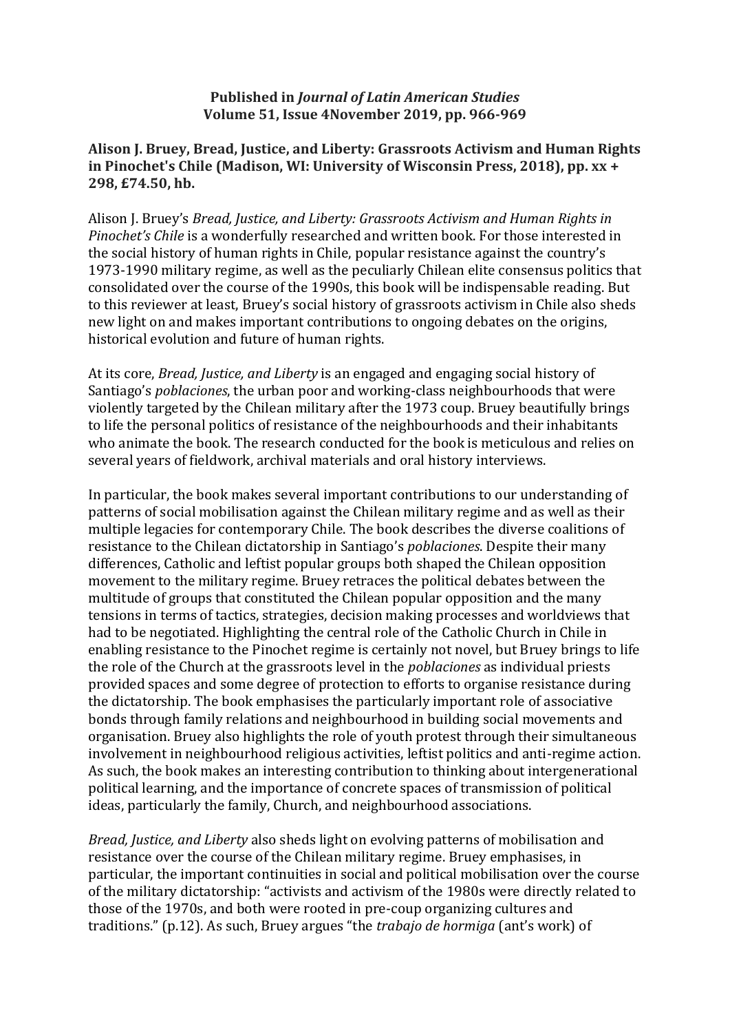**Published in *Journal of Latin American Studies***
**Volume 51, Issue 4November 2019, pp. 966-969**

**Alison J. Bruey, Bread, Justice, and Liberty: Grassroots Activism and Human Rights in Pinochet's Chile (Madison, WI: University of Wisconsin Press, 2018), pp. xx + 298, £74.50, hb.**

Alison J. Bruey's *Bread, Justice, and Liberty: Grassroots Activism and Human Rights in Pinochet's Chile* is a wonderfully researched and written book. For those interested in the social history of human rights in Chile, popular resistance against the country's 1973-1990 military regime, as well as the peculiarly Chilean elite consensus politics that consolidated over the course of the 1990s, this book will be indispensable reading. But to this reviewer at least, Bruey's social history of grassroots activism in Chile also sheds new light on and makes important contributions to ongoing debates on the origins, historical evolution and future of human rights.

At its core, *Bread, Justice, and Liberty* is an engaged and engaging social history of Santiago's *poblaciones*, the urban poor and working-class neighbourhoods that were violently targeted by the Chilean military after the 1973 coup. Bruey beautifully brings to life the personal politics of resistance of the neighbourhoods and their inhabitants who animate the book. The research conducted for the book is meticulous and relies on several years of fieldwork, archival materials and oral history interviews.

In particular, the book makes several important contributions to our understanding of patterns of social mobilisation against the Chilean military regime and as well as their multiple legacies for contemporary Chile. The book describes the diverse coalitions of resistance to the Chilean dictatorship in Santiago's *poblaciones*. Despite their many differences, Catholic and leftist popular groups both shaped the Chilean opposition movement to the military regime. Bruey retraces the political debates between the multitude of groups that constituted the Chilean popular opposition and the many tensions in terms of tactics, strategies, decision making processes and worldviews that had to be negotiated. Highlighting the central role of the Catholic Church in Chile in enabling resistance to the Pinochet regime is certainly not novel, but Bruey brings to life the role of the Church at the grassroots level in the *poblaciones* as individual priests provided spaces and some degree of protection to efforts to organise resistance during the dictatorship. The book emphasises the particularly important role of associative bonds through family relations and neighbourhood in building social movements and organisation. Bruey also highlights the role of youth protest through their simultaneous involvement in neighbourhood religious activities, leftist politics and anti-regime action. As such, the book makes an interesting contribution to thinking about intergenerational political learning, and the importance of concrete spaces of transmission of political ideas, particularly the family, Church, and neighbourhood associations.

*Bread, Justice, and Liberty* also sheds light on evolving patterns of mobilisation and resistance over the course of the Chilean military regime. Bruey emphasises, in particular, the important continuities in social and political mobilisation over the course of the military dictatorship: "activists and activism of the 1980s were directly related to those of the 1970s, and both were rooted in pre-coup organizing cultures and traditions." (p.12). As such, Bruey argues "the *trabajo de hormiga* (ant's work) of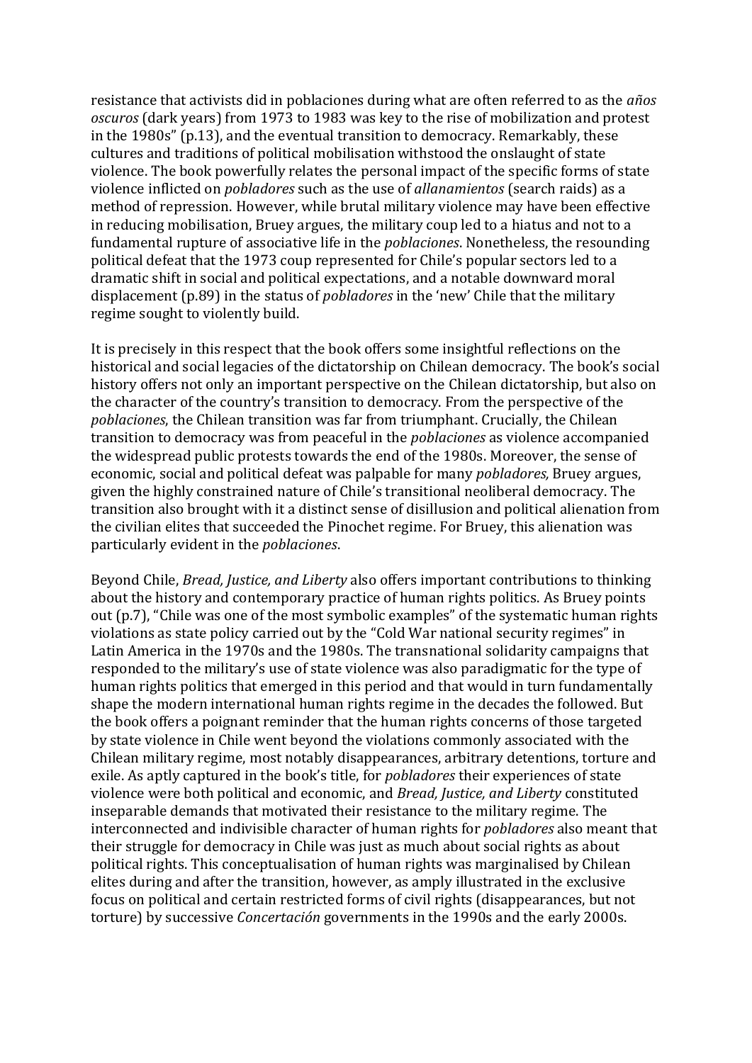resistance that activists did in poblaciones during what are often referred to as the *años oscuros* (dark years) from 1973 to 1983 was key to the rise of mobilization and protest in the 1980s" (p.13), and the eventual transition to democracy. Remarkably, these cultures and traditions of political mobilisation withstood the onslaught of state violence. The book powerfully relates the personal impact of the specific forms of state violence inflicted on *pobladores* such as the use of *allanamientos* (search raids) as a method of repression. However, while brutal military violence may have been effective in reducing mobilisation, Bruey argues, the military coup led to a hiatus and not to a fundamental rupture of associative life in the *poblaciones*. Nonetheless, the resounding political defeat that the 1973 coup represented for Chile's popular sectors led to a dramatic shift in social and political expectations, and a notable downward moral displacement (p.89) in the status of *pobladores* in the 'new' Chile that the military regime sought to violently build.

It is precisely in this respect that the book offers some insightful reflections on the historical and social legacies of the dictatorship on Chilean democracy. The book's social history offers not only an important perspective on the Chilean dictatorship, but also on the character of the country's transition to democracy. From the perspective of the *poblaciones*, the Chilean transition was far from triumphant. Crucially, the Chilean transition to democracy was from peaceful in the *poblaciones* as violence accompanied the widespread public protests towards the end of the 1980s. Moreover, the sense of economic, social and political defeat was palpable for many *pobladores,* Bruey argues, given the highly constrained nature of Chile's transitional neoliberal democracy. The transition also brought with it a distinct sense of disillusion and political alienation from the civilian elites that succeeded the Pinochet regime. For Bruey, this alienation was particularly evident in the *poblaciones*.

Beyond Chile, *Bread, Justice, and Liberty* also offers important contributions to thinking about the history and contemporary practice of human rights politics. As Bruey points out (p.7), "Chile was one of the most symbolic examples" of the systematic human rights violations as state policy carried out by the "Cold War national security regimes" in Latin America in the 1970s and the 1980s. The transnational solidarity campaigns that responded to the military's use of state violence was also paradigmatic for the type of human rights politics that emerged in this period and that would in turn fundamentally shape the modern international human rights regime in the decades the followed. But the book offers a poignant reminder that the human rights concerns of those targeted by state violence in Chile went beyond the violations commonly associated with the Chilean military regime, most notably disappearances, arbitrary detentions, torture and exile. As aptly captured in the book's title, for *pobladores* their experiences of state violence were both political and economic, and *Bread, Justice, and Liberty* constituted inseparable demands that motivated their resistance to the military regime. The interconnected and indivisible character of human rights for *pobladores* also meant that their struggle for democracy in Chile was just as much about social rights as about political rights. This conceptualisation of human rights was marginalised by Chilean elites during and after the transition, however, as amply illustrated in the exclusive focus on political and certain restricted forms of civil rights (disappearances, but not torture) by successive *Concertación* governments in the 1990s and the early 2000s.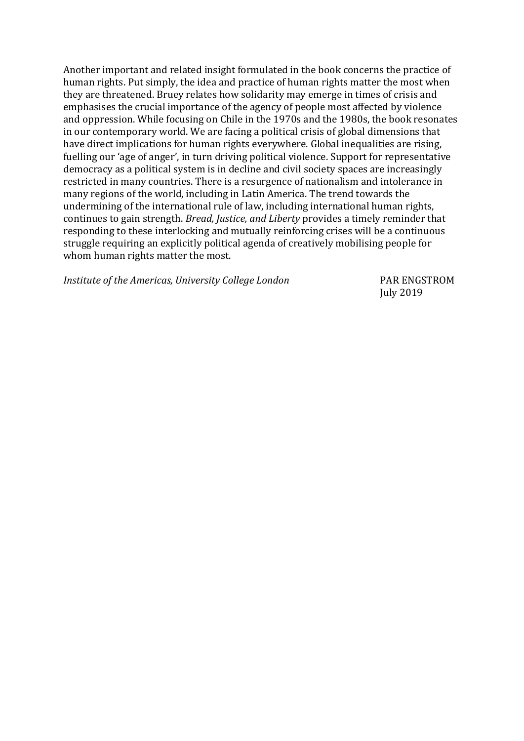Another important and related insight formulated in the book concerns the practice of human rights. Put simply, the idea and practice of human rights matter the most when they are threatened. Bruey relates how solidarity may emerge in times of crisis and emphasises the crucial importance of the agency of people most affected by violence and oppression. While focusing on Chile in the 1970s and the 1980s, the book resonates in our contemporary world. We are facing a political crisis of global dimensions that have direct implications for human rights everywhere. Global inequalities are rising, fuelling our 'age of anger', in turn driving political violence. Support for representative democracy as a political system is in decline and civil society spaces are increasingly restricted in many countries. There is a resurgence of nationalism and intolerance in many regions of the world, including in Latin America. The trend towards the undermining of the international rule of law, including international human rights, continues to gain strength. *Bread, Justice, and Liberty* provides a timely reminder that responding to these interlocking and mutually reinforcing crises will be a continuous struggle requiring an explicitly political agenda of creatively mobilising people for whom human rights matter the most.

*Institute of the Americas, University College London*

PAR ENGSTROM
July 2019